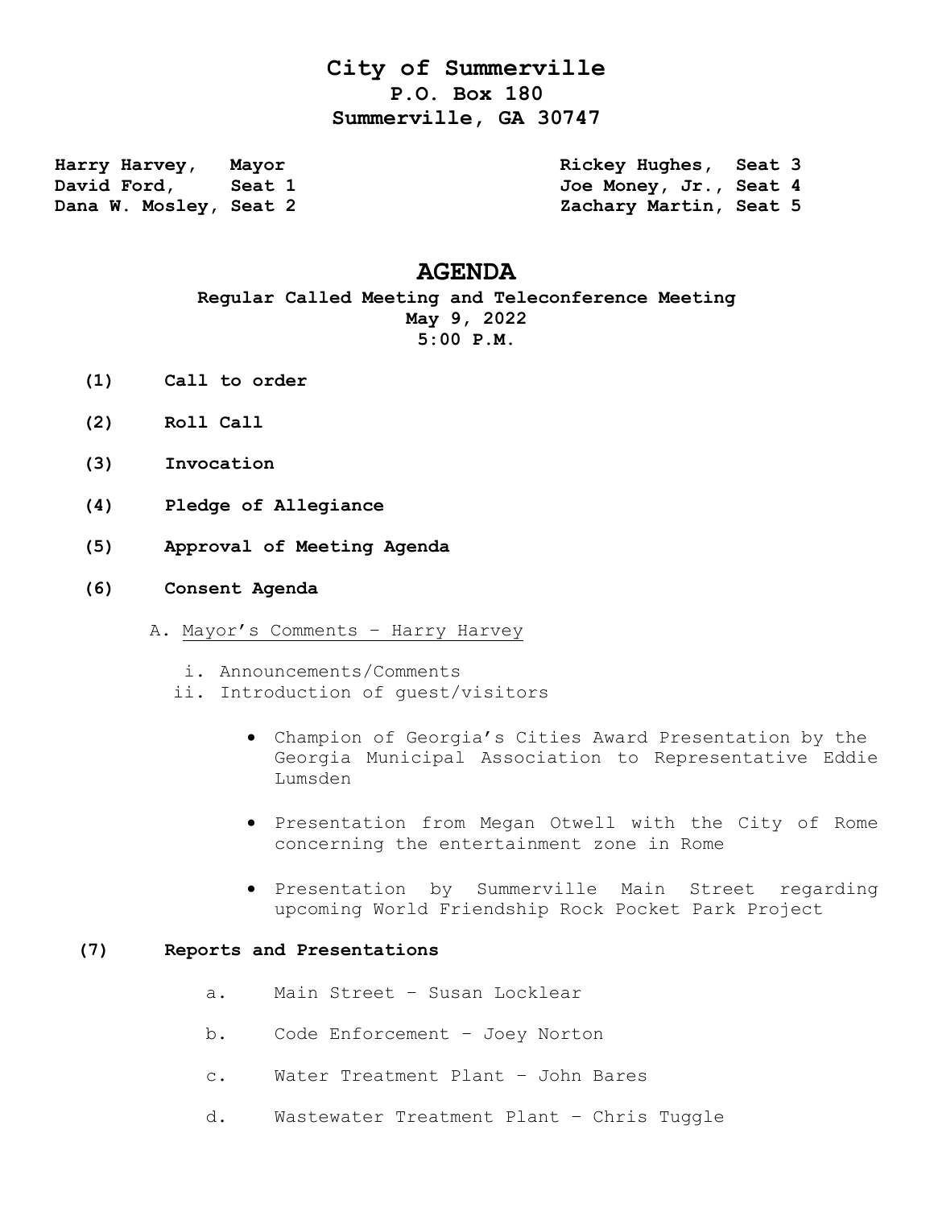# City of Summerville

**P.O. Box 180**
**Summerville, GA 30747**

**Harry Harvey, Mayor**
**David Ford, Seat 1**
**Dana W. Mosley, Seat 2**
**Rickey Hughes, Seat 3**
**Joe Money, Jr., Seat 4**
**Zachary Martin, Seat 5**

## AGENDA

**Regular Called Meeting and Teleconference Meeting**
**May 9, 2022**
**5:00 P.M.**

**(1) Call to order**

**(2) Roll Call**

**(3) Invocation**

**(4) Pledge of Allegiance**

**(5) Approval of Meeting Agenda**

**(6) Consent Agenda**

A. Mayor's Comments – Harry Harvey

i. Announcements/Comments

ii. Introduction of guest/visitors

- Champion of Georgia's Cities Award Presentation by the Georgia Municipal Association to Representative Eddie Lumsden
- Presentation from Megan Otwell with the City of Rome concerning the entertainment zone in Rome
- Presentation by Summerville Main Street regarding upcoming World Friendship Rock Pocket Park Project

**(7) Reports and Presentations**

a. Main Street – Susan Locklear

b. Code Enforcement – Joey Norton

c. Water Treatment Plant – John Bares

d. Wastewater Treatment Plant – Chris Tuggle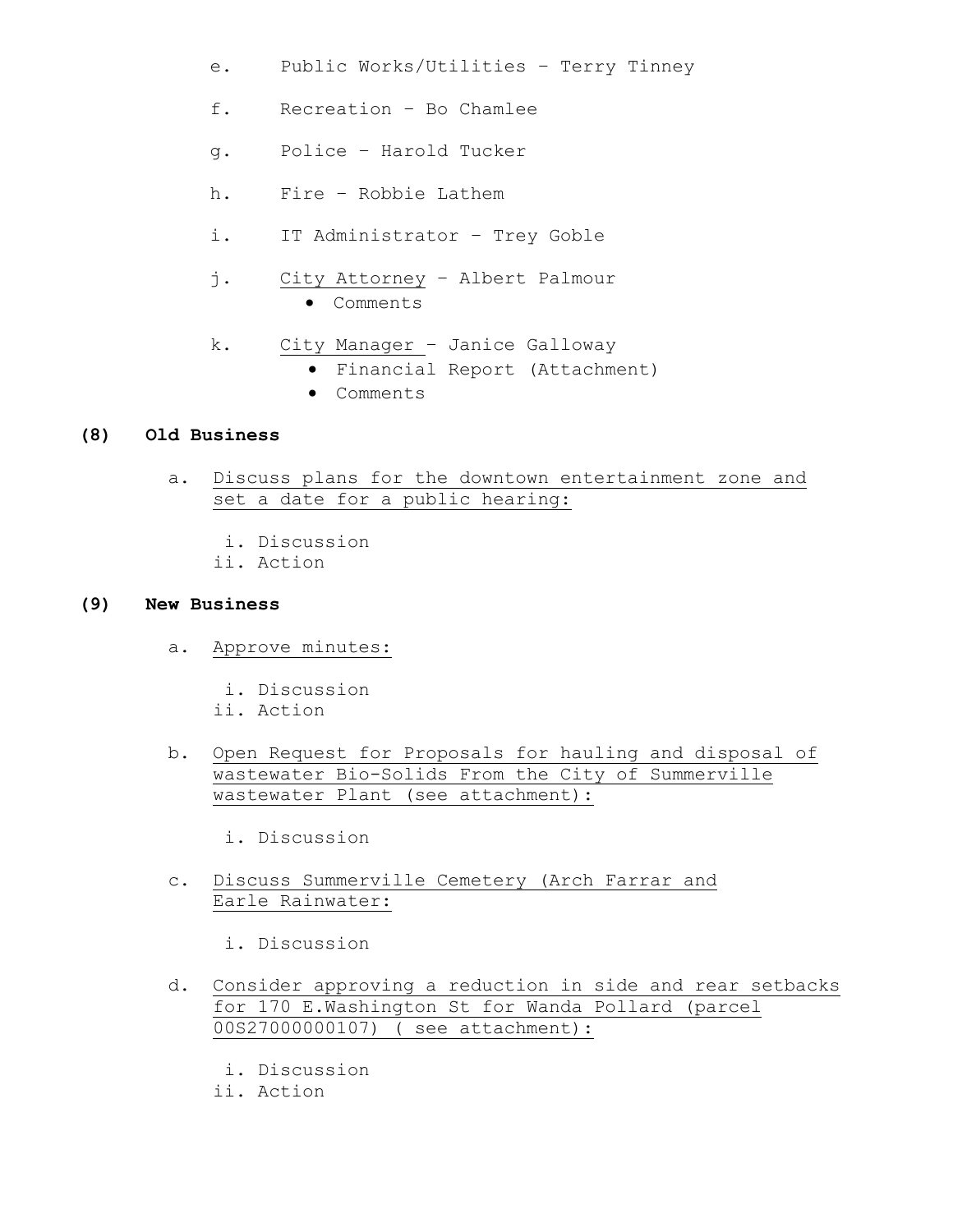e. Public Works/Utilities – Terry Tinney

f. Recreation – Bo Chamlee

g. Police – Harold Tucker

h. Fire – Robbie Lathem

i. IT Administrator – Trey Goble

j. City Attorney – Albert Palmour
   - Comments

k. City Manager – Janice Galloway
   - Financial Report (Attachment)
   - Comments

**(8) Old Business**

a. Discuss plans for the downtown entertainment zone and set a date for a public hearing:

   i. Discussion
   ii. Action

**(9) New Business**

a. Approve minutes:

   i. Discussion
   ii. Action

b. Open Request for Proposals for hauling and disposal of wastewater Bio-Solids From the City of Summerville wastewater Plant (see attachment):

   i. Discussion

c. Discuss Summerville Cemetery (Arch Farrar and Earle Rainwater:

   i. Discussion

d. Consider approving a reduction in side and rear setbacks for 170 E.Washington St for Wanda Pollard (parcel 00S27000000107) ( see attachment):

   i. Discussion
   ii. Action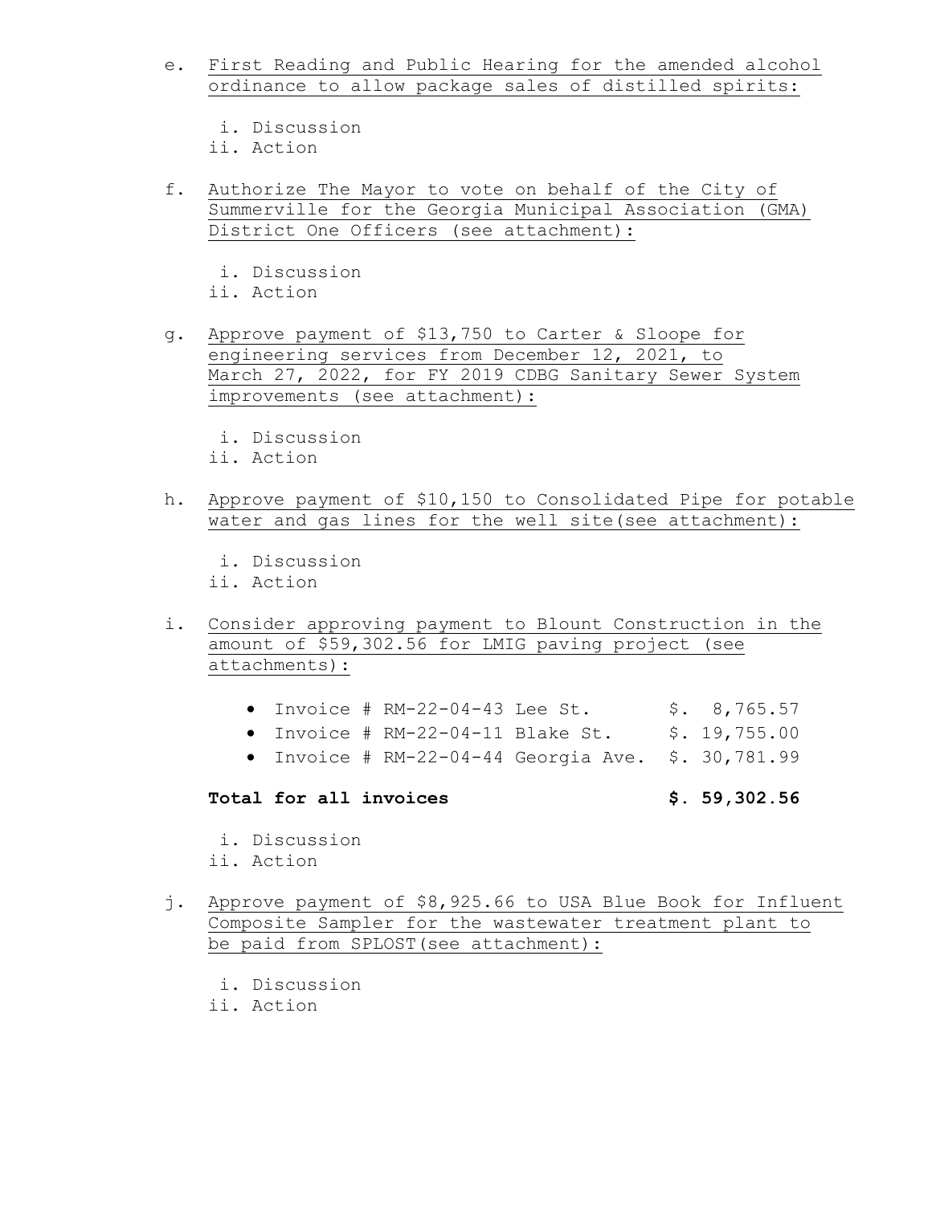e. First Reading and Public Hearing for the amended alcohol ordinance to allow package sales of distilled spirits:

   i. Discussion
   ii. Action

f. Authorize The Mayor to vote on behalf of the City of Summerville for the Georgia Municipal Association (GMA) District One Officers (see attachment):

   i. Discussion
   ii. Action

g. Approve payment of $13,750 to Carter & Sloope for engineering services from December 12, 2021, to March 27, 2022, for FY 2019 CDBG Sanitary Sewer System improvements (see attachment):

   i. Discussion
   ii. Action

h. Approve payment of $10,150 to Consolidated Pipe for potable water and gas lines for the well site(see attachment):

   i. Discussion
   ii. Action

i. Consider approving payment to Blount Construction in the amount of $59,302.56 for LMIG paving project (see attachments):

   - Invoice # RM-22-04-43 Lee St. $. 8,765.57
   - Invoice # RM-22-04-11 Blake St. $. 19,755.00
   - Invoice # RM-22-04-44 Georgia Ave. $. 30,781.99

   **Total for all invoices $. 59,302.56**

   i. Discussion
   ii. Action

j. Approve payment of $8,925.66 to USA Blue Book for Influent Composite Sampler for the wastewater treatment plant to be paid from SPLOST(see attachment):

   i. Discussion
   ii. Action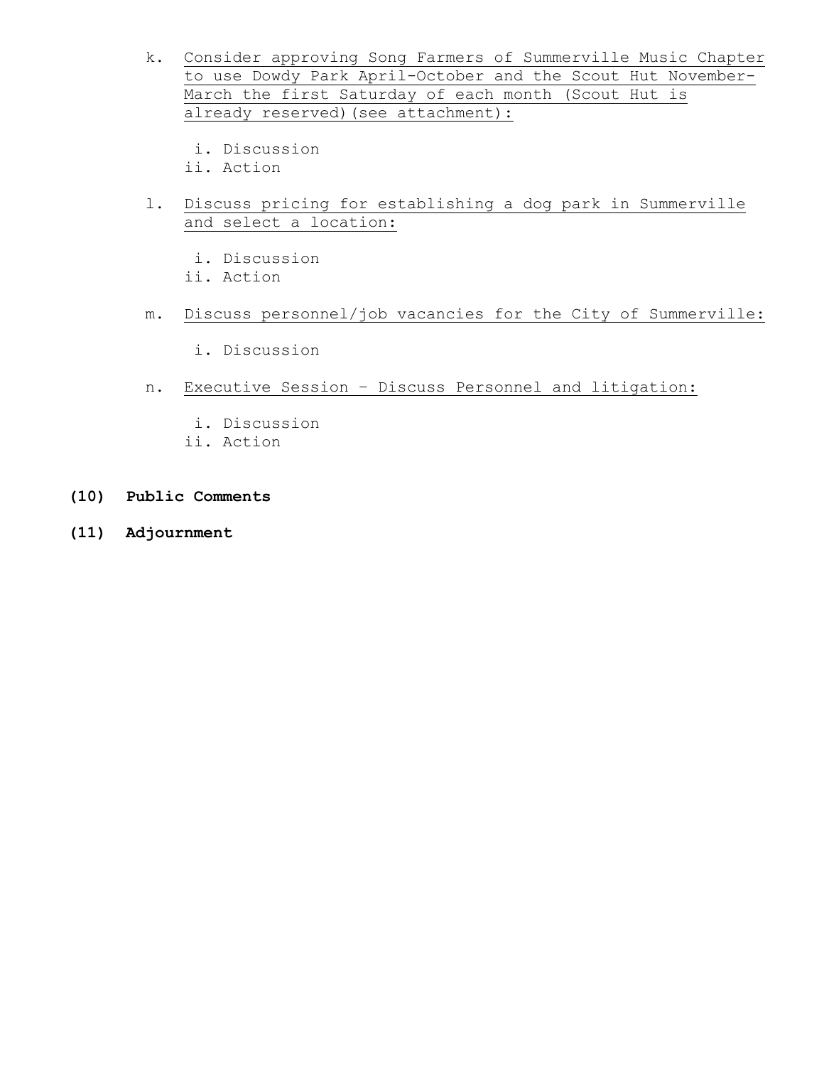k. Consider approving Song Farmers of Summerville Music Chapter to use Dowdy Park April-October and the Scout Hut November-March the first Saturday of each month (Scout Hut is already reserved)(see attachment):

   i. Discussion
   ii. Action

l. Discuss pricing for establishing a dog park in Summerville and select a location:

   i. Discussion
   ii. Action

m. Discuss personnel/job vacancies for the City of Summerville:

   i. Discussion

n. Executive Session – Discuss Personnel and litigation:

   i. Discussion
   ii. Action

**(10) Public Comments**

**(11) Adjournment**